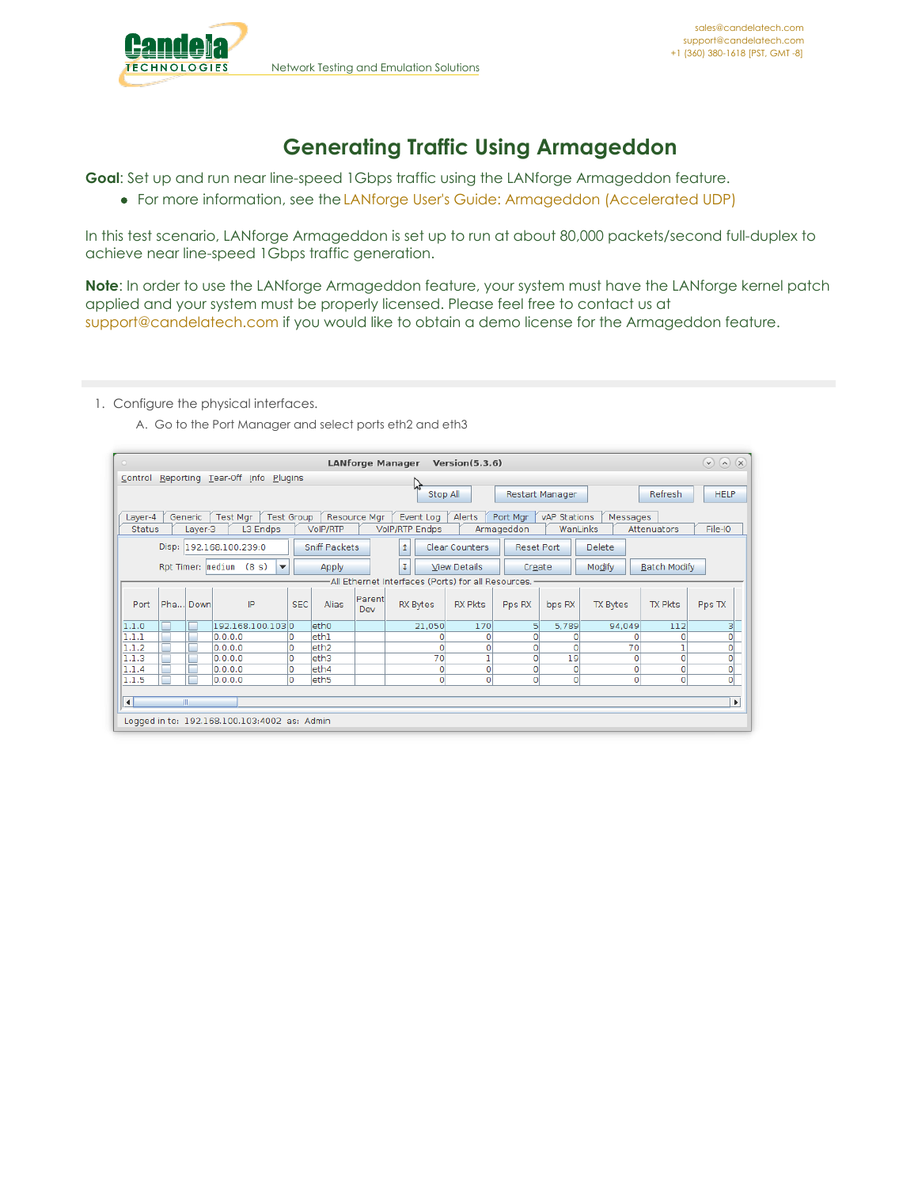# Generating Traffic Using Armageddon

**Goal**: Set up and run near line-speed 1Gbps traffic using the LANforge Armageddon feature.

- For more information, see the LANforge User's Guide: Armageddon (Accelerated UDP)

In this test scenario, LANforge Armageddon is set up to run at about 80,000 packets/second full-duplex to achieve near line-speed 1Gbps traffic generation.

**Note**: In order to use the LANforge Armageddon feature, your system must have the LANforge kernel patch applied and your system must be properly licensed. Please feel free to contact us at support@candelatech.com if you would like to obtain a demo license for the Armageddon feature.

---

1. Configure the physical interfaces.
   A. Go to the Port Manager and select ports eth2 and eth3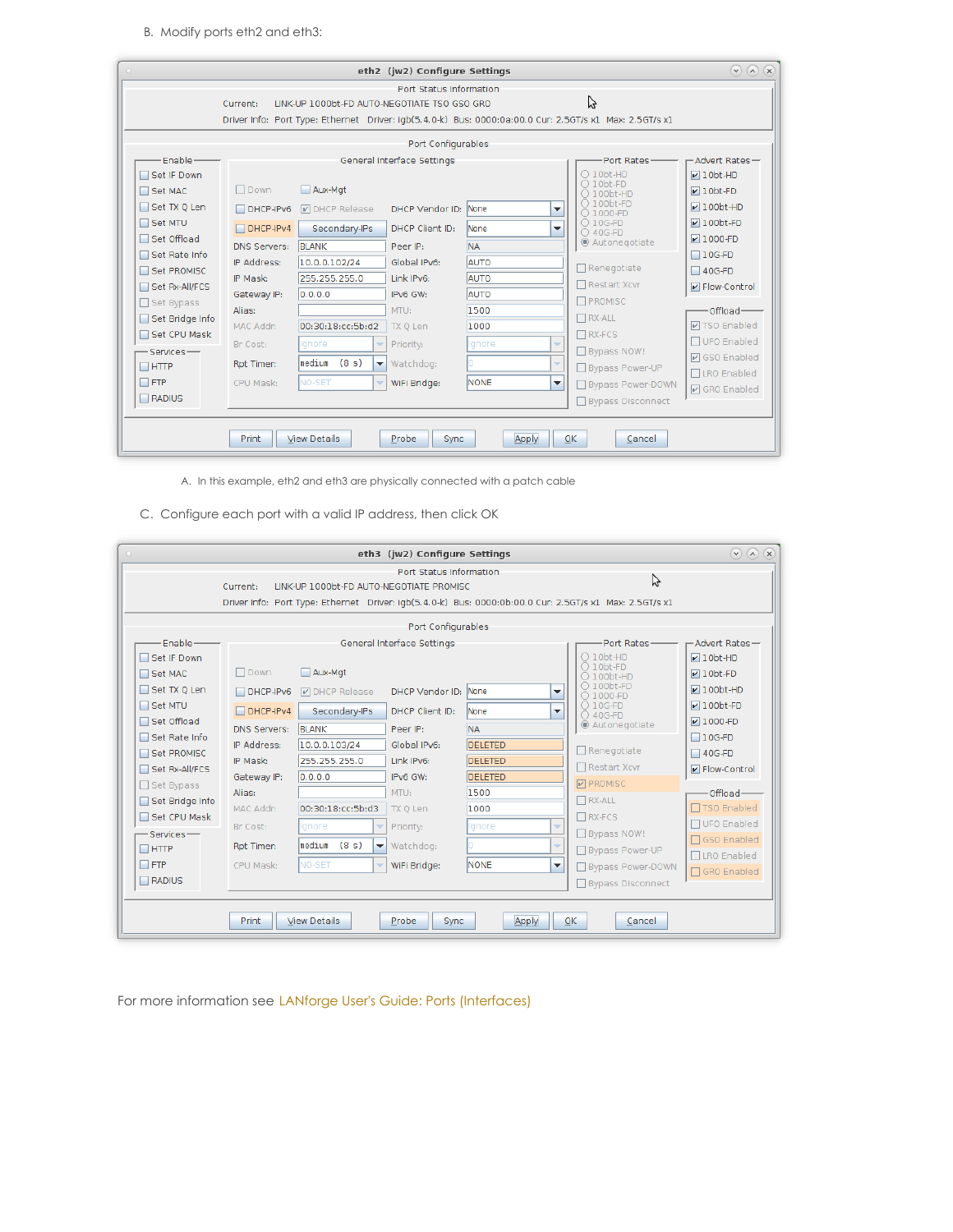B. Modify ports eth2 and eth3:

A. In this example, eth2 and eth3 are physically connected with a patch cable

C. Configure each port with a valid IP address, then click OK

For more information see LANforge User's Guide: Ports (Interfaces)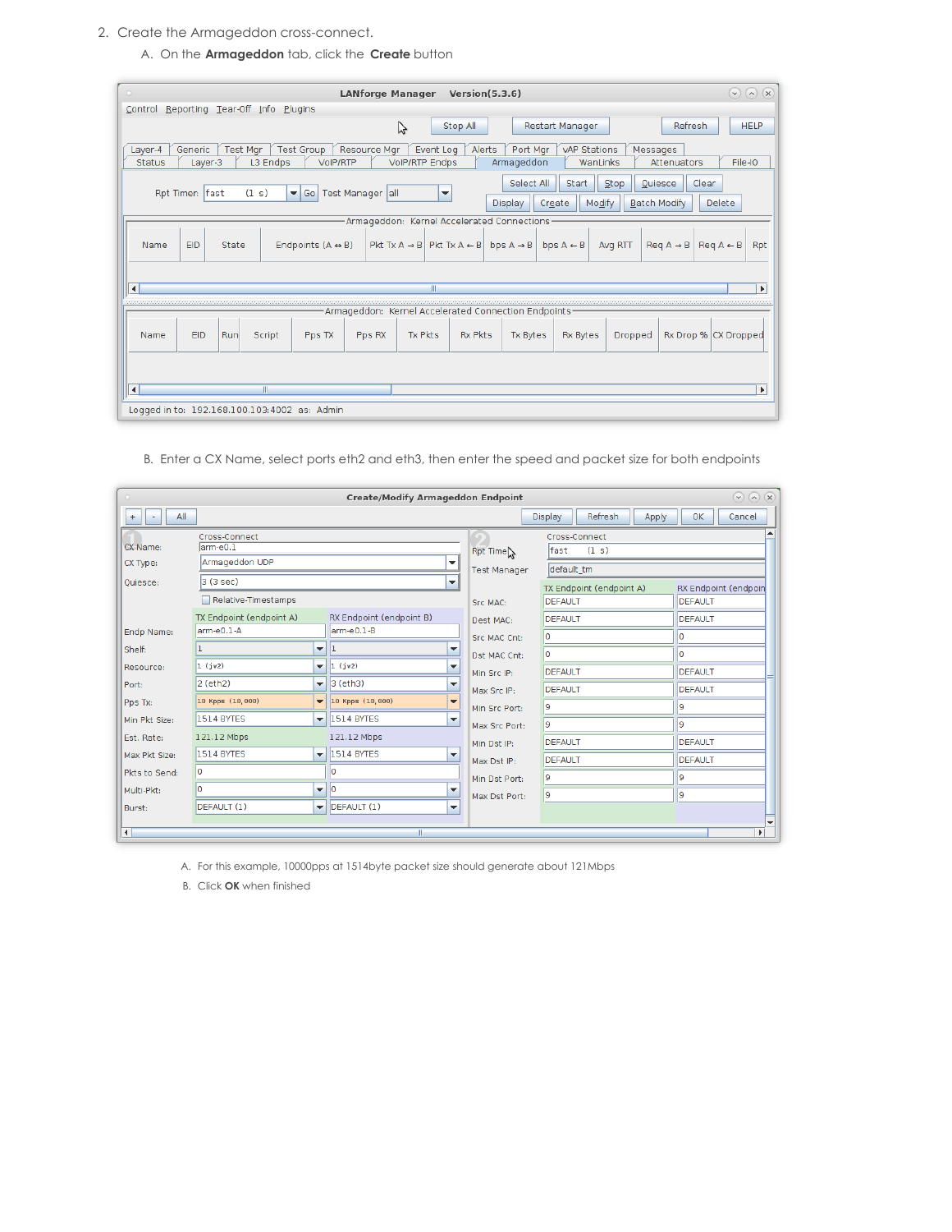2. Create the Armageddon cross-connect.

   A. On the **Armageddon** tab, click the **Create** button

   B. Enter a CX Name, select ports eth2 and eth3, then enter the speed and packet size for both endpoints

      A. For this example, 10000pps at 1514byte packet size should generate about 121Mbps

      B. Click **OK** when finished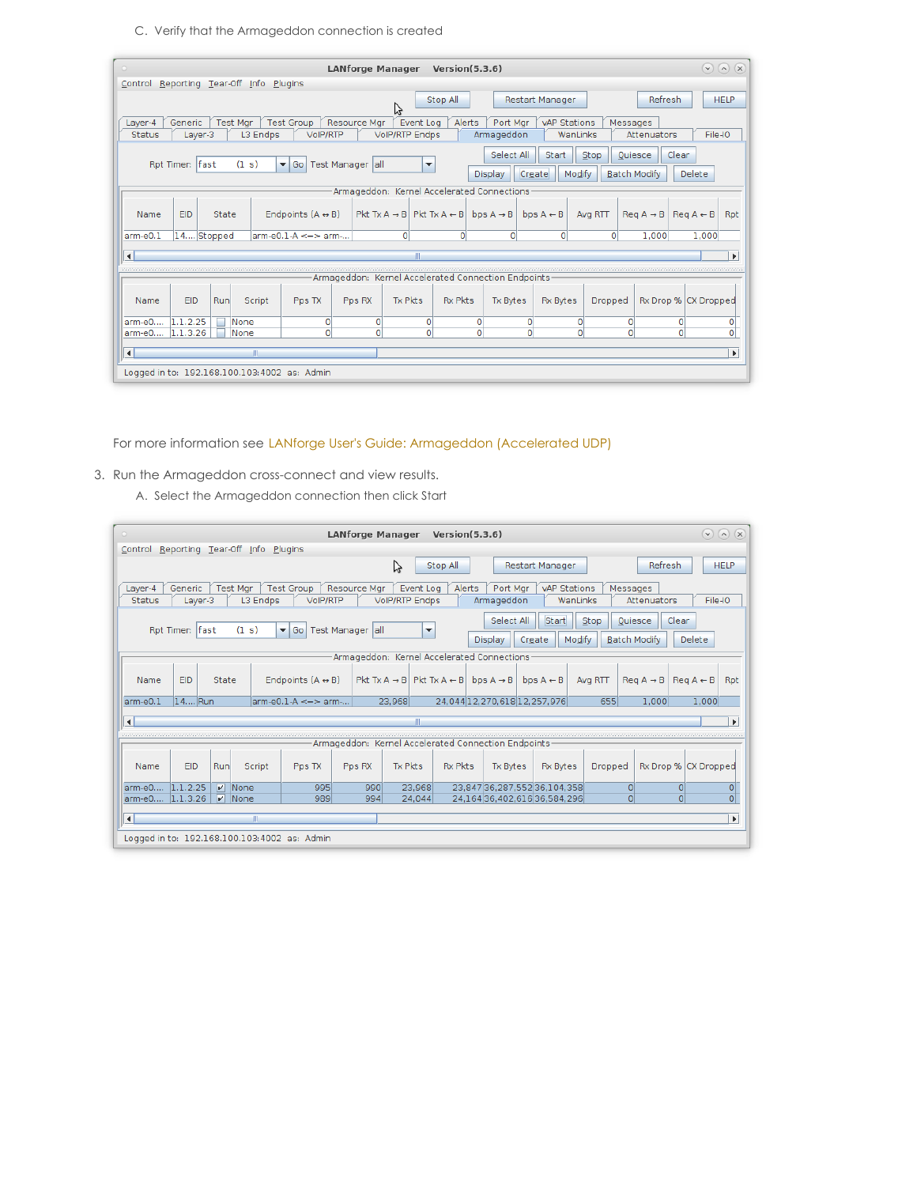C. Verify that the Armageddon connection is created

For more information see LANforge User's Guide: Armageddon (Accelerated UDP)

3. Run the Armageddon cross-connect and view results.

   A. Select the Armageddon connection then click Start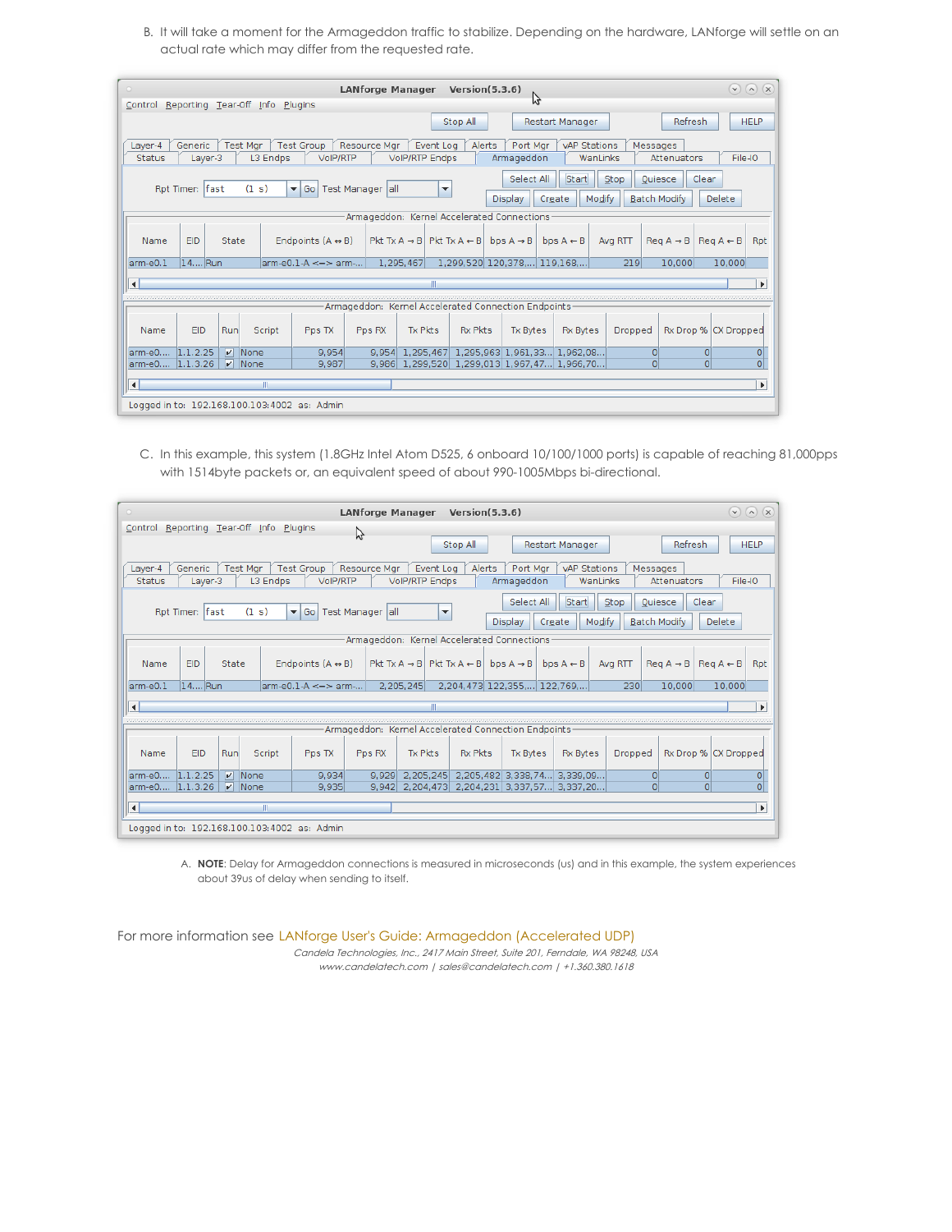B. It will take a moment for the Armageddon traffic to stabilize. Depending on the hardware, LANforge will settle on an actual rate which may differ from the requested rate.

C. In this example, this system (1.8GHz Intel Atom D525, 6 onboard 10/100/1000 ports) is capable of reaching 81,000pps with 1514byte packets or, an equivalent speed of about 990-1005Mbps bi-directional.

A. **NOTE**: Delay for Armageddon connections is measured in microseconds (us) and in this example, the system experiences about 39us of delay when sending to itself.

For more information see LANforge User's Guide: Armageddon (Accelerated UDP)

*Candela Technologies, Inc., 2417 Main Street, Suite 201, Ferndale, WA 98248, USA*
*www.candelatech.com | sales@candelatech.com | +1.360.380.1618*